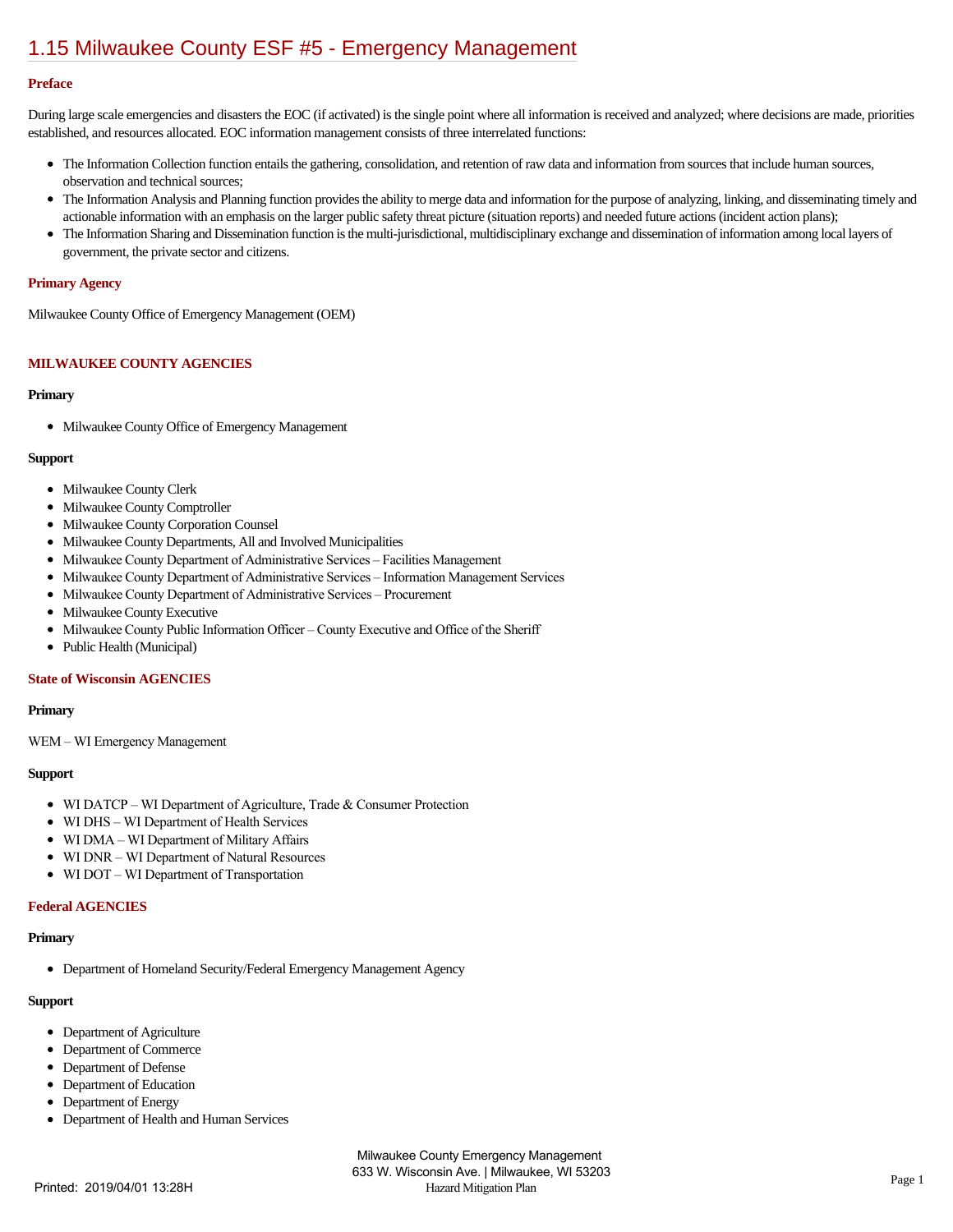# 1.15 Milwaukee County ESF #5 - Emergency Management

### Preface

During large scale emergencies and disasters the EOC (if activated) is the single point where all information is received and analyzed; where decisions are made, priorities established, and resources allocated. EOC information management consists of three interrelated functions:

- The Information Collection function entails the gathering, consolidation, and retention of raw data and information from sources that include human sources, observation and technical sources;
- The Information Analysis and Planning function provides the ability to merge data and information for the purpose of analyzing, linking, and disseminating timely and actionable information with an emphasis on the larger public safety threat picture (situation reports) and needed future actions (incident action plans);
- The Information Sharing and Dissemination function is the multi-jurisdictional, multidisciplinary exchange and dissemination of information among local layers of government, the private sector and citizens.

### Primary Agency

Milwaukee County Office of Emergency Management (OEM)

### MILWAUKEE COUNTY AGENCIES

#### Primary

- Milwaukee County Office of Emergency Management

#### Support

- Milwaukee County Clerk
- Milwaukee County Comptroller
- Milwaukee County Corporation Counsel
- Milwaukee County Departments, All and Involved Municipalities
- Milwaukee County Department of Administrative Services – Facilities Management
- Milwaukee County Department of Administrative Services – Information Management Services
- Milwaukee County Department of Administrative Services – Procurement
- Milwaukee County Executive
- Milwaukee County Public Information Officer – County Executive and Office of the Sheriff
- Public Health (Municipal)

### State of Wisconsin AGENCIES

#### Primary

WEM – WI Emergency Management

#### Support

- WI DATCP – WI Department of Agriculture, Trade & Consumer Protection
- WI DHS – WI Department of Health Services
- WI DMA – WI Department of Military Affairs
- WI DNR – WI Department of Natural Resources
- WI DOT – WI Department of Transportation

### Federal AGENCIES

#### Primary

- Department of Homeland Security/Federal Emergency Management Agency

#### Support

- Department of Agriculture
- Department of Commerce
- Department of Defense
- Department of Education
- Department of Energy
- Department of Health and Human Services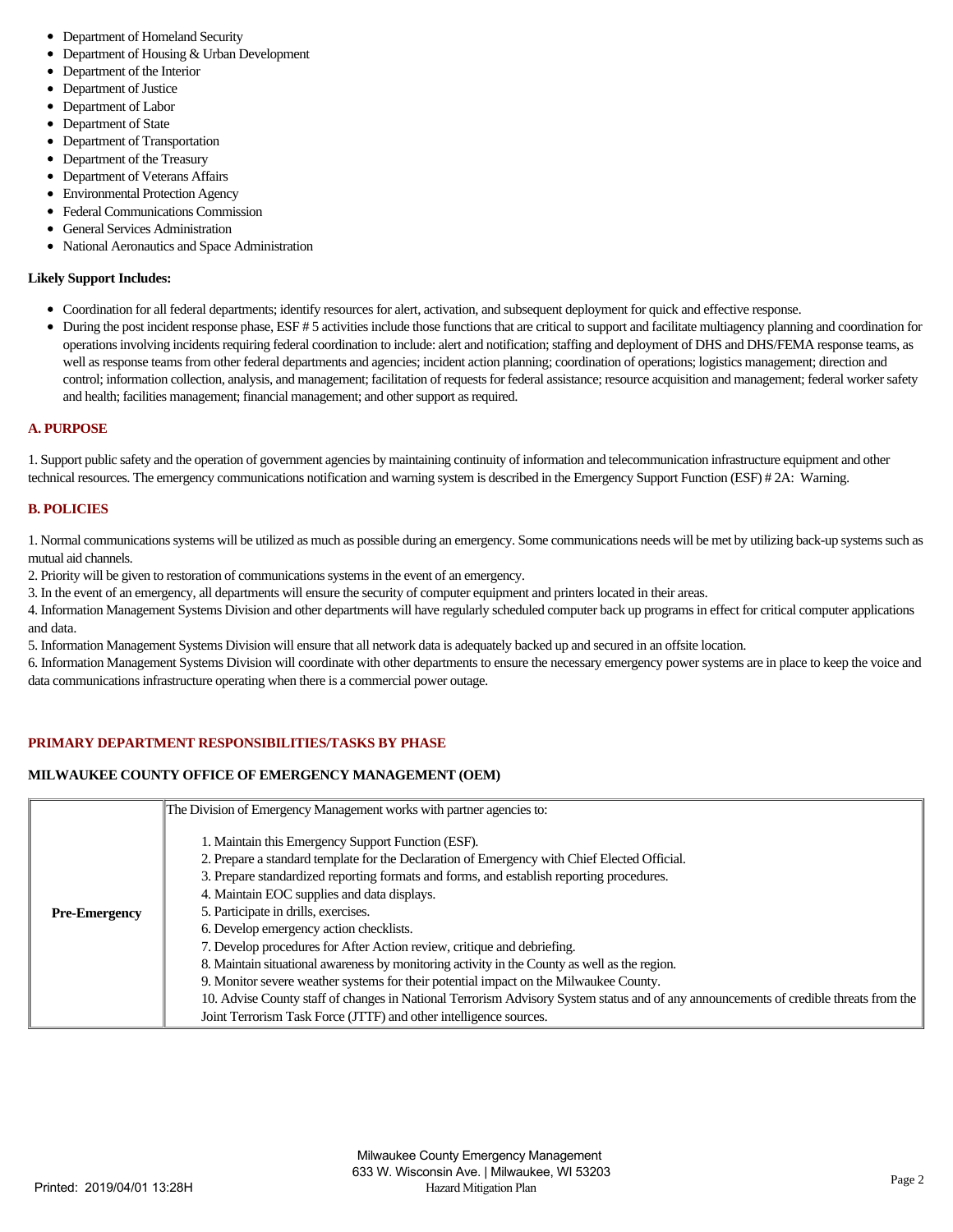- Department of Homeland Security
- Department of Housing & Urban Development
- Department of the Interior
- Department of Justice
- Department of Labor
- Department of State
- Department of Transportation
- Department of the Treasury
- Department of Veterans Affairs
- Environmental Protection Agency
- Federal Communications Commission
- General Services Administration
- National Aeronautics and Space Administration

**Likely Support Includes:**

- Coordination for all federal departments; identify resources for alert, activation, and subsequent deployment for quick and effective response.
- During the post incident response phase, ESF # 5 activities include those functions that are critical to support and facilitate multiagency planning and coordination for operations involving incidents requiring federal coordination to include: alert and notification; staffing and deployment of DHS and DHS/FEMA response teams, as well as response teams from other federal departments and agencies; incident action planning; coordination of operations; logistics management; direction and control; information collection, analysis, and management; facilitation of requests for federal assistance; resource acquisition and management; federal worker safety and health; facilities management; financial management; and other support as required.

## A. PURPOSE

1. Support public safety and the operation of government agencies by maintaining continuity of information and telecommunication infrastructure equipment and other technical resources. The emergency communications notification and warning system is described in the Emergency Support Function (ESF) # 2A: Warning.

## B. POLICIES

1. Normal communications systems will be utilized as much as possible during an emergency. Some communications needs will be met by utilizing back-up systems such as mutual aid channels.
2. Priority will be given to restoration of communications systems in the event of an emergency.
3. In the event of an emergency, all departments will ensure the security of computer equipment and printers located in their areas.
4. Information Management Systems Division and other departments will have regularly scheduled computer back up programs in effect for critical computer applications and data.
5. Information Management Systems Division will ensure that all network data is adequately backed up and secured in an offsite location.
6. Information Management Systems Division will coordinate with other departments to ensure the necessary emergency power systems are in place to keep the voice and data communications infrastructure operating when there is a commercial power outage.

## PRIMARY DEPARTMENT RESPONSIBILITIES/TASKS BY PHASE

### MILWAUKEE COUNTY OFFICE OF EMERGENCY MANAGEMENT (OEM)

| | |
|---|---|
| **Pre-Emergency** | The Division of Emergency Management works with partner agencies to:<br><br>1. Maintain this Emergency Support Function (ESF).<br>2. Prepare a standard template for the Declaration of Emergency with Chief Elected Official.<br>3. Prepare standardized reporting formats and forms, and establish reporting procedures.<br>4. Maintain EOC supplies and data displays.<br>5. Participate in drills, exercises.<br>6. Develop emergency action checklists.<br>7. Develop procedures for After Action review, critique and debriefing.<br>8. Maintain situational awareness by monitoring activity in the County as well as the region.<br>9. Monitor severe weather systems for their potential impact on the Milwaukee County.<br>10. Advise County staff of changes in National Terrorism Advisory System status and of any announcements of credible threats from the Joint Terrorism Task Force (JTTF) and other intelligence sources. |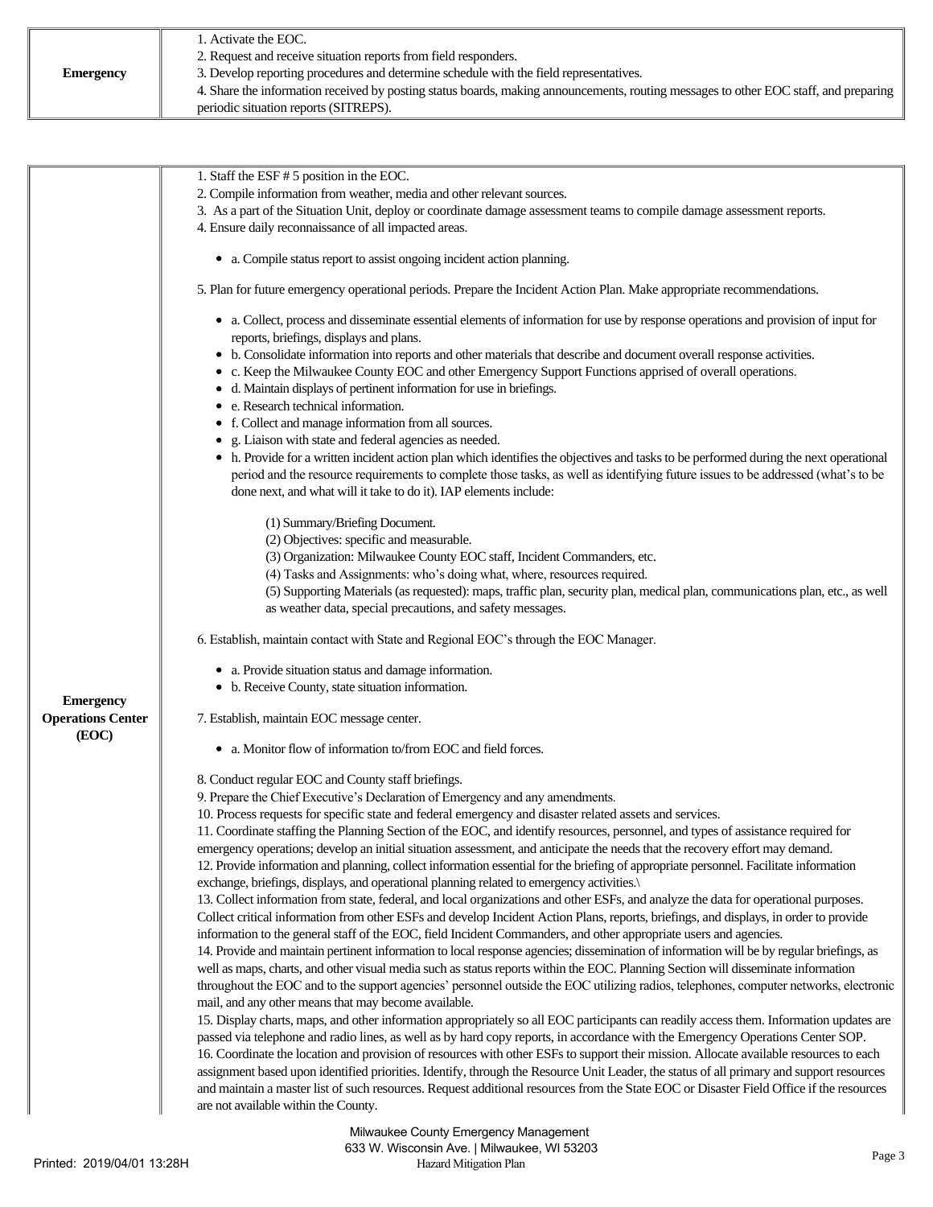| | |
|---|---|
| **Emergency** | 1. Activate the EOC.<br>2. Request and receive situation reports from field responders.<br>3. Develop reporting procedures and determine schedule with the field representatives.<br>4. Share the information received by posting status boards, making announcements, routing messages to other EOC staff, and preparing periodic situation reports (SITREPS). |

| | |
|---|---|
| **Emergency Operations Center (EOC)** | 1. Staff the ESF # 5 position in the EOC.<br>2. Compile information from weather, media and other relevant sources.<br>3. As a part of the Situation Unit, deploy or coordinate damage assessment teams to compile damage assessment reports.<br>4. Ensure daily reconnaissance of all impacted areas.<br>• a. Compile status report to assist ongoing incident action planning.<br>5. Plan for future emergency operational periods. Prepare the Incident Action Plan. Make appropriate recommendations.<br>• a. Collect, process and disseminate essential elements of information for use by response operations and provision of input for reports, briefings, displays and plans.<br>• b. Consolidate information into reports and other materials that describe and document overall response activities.<br>• c. Keep the Milwaukee County EOC and other Emergency Support Functions apprised of overall operations.<br>• d. Maintain displays of pertinent information for use in briefings.<br>• e. Research technical information.<br>• f. Collect and manage information from all sources.<br>• g. Liaison with state and federal agencies as needed.<br>• h. Provide for a written incident action plan which identifies the objectives and tasks to be performed during the next operational period and the resource requirements to complete those tasks, as well as identifying future issues to be addressed (what's to be done next, and what will it take to do it). IAP elements include:<br>(1) Summary/Briefing Document.<br>(2) Objectives: specific and measurable.<br>(3) Organization: Milwaukee County EOC staff, Incident Commanders, etc.<br>(4) Tasks and Assignments: who's doing what, where, resources required.<br>(5) Supporting Materials (as requested): maps, traffic plan, security plan, medical plan, communications plan, etc., as well as weather data, special precautions, and safety messages.<br>6. Establish, maintain contact with State and Regional EOC's through the EOC Manager.<br>• a. Provide situation status and damage information.<br>• b. Receive County, state situation information.<br>7. Establish, maintain EOC message center.<br>• a. Monitor flow of information to/from EOC and field forces.<br>8. Conduct regular EOC and County staff briefings.<br>9. Prepare the Chief Executive's Declaration of Emergency and any amendments.<br>10. Process requests for specific state and federal emergency and disaster related assets and services.<br>11. Coordinate staffing the Planning Section of the EOC, and identify resources, personnel, and types of assistance required for emergency operations; develop an initial situation assessment, and anticipate the needs that the recovery effort may demand.<br>12. Provide information and planning, collect information essential for the briefing of appropriate personnel. Facilitate information exchange, briefings, displays, and operational planning related to emergency activities.\<br>13. Collect information from state, federal, and local organizations and other ESFs, and analyze the data for operational purposes. Collect critical information from other ESFs and develop Incident Action Plans, reports, briefings, and displays, in order to provide information to the general staff of the EOC, field Incident Commanders, and other appropriate users and agencies.<br>14. Provide and maintain pertinent information to local response agencies; dissemination of information will be by regular briefings, as well as maps, charts, and other visual media such as status reports within the EOC. Planning Section will disseminate information throughout the EOC and to the support agencies' personnel outside the EOC utilizing radios, telephones, computer networks, electronic mail, and any other means that may become available.<br>15. Display charts, maps, and other information appropriately so all EOC participants can readily access them. Information updates are passed via telephone and radio lines, as well as by hard copy reports, in accordance with the Emergency Operations Center SOP.<br>16. Coordinate the location and provision of resources with other ESFs to support their mission. Allocate available resources to each assignment based upon identified priorities. Identify, through the Resource Unit Leader, the status of all primary and support resources and maintain a master list of such resources. Request additional resources from the State EOC or Disaster Field Office if the resources are not available within the County. |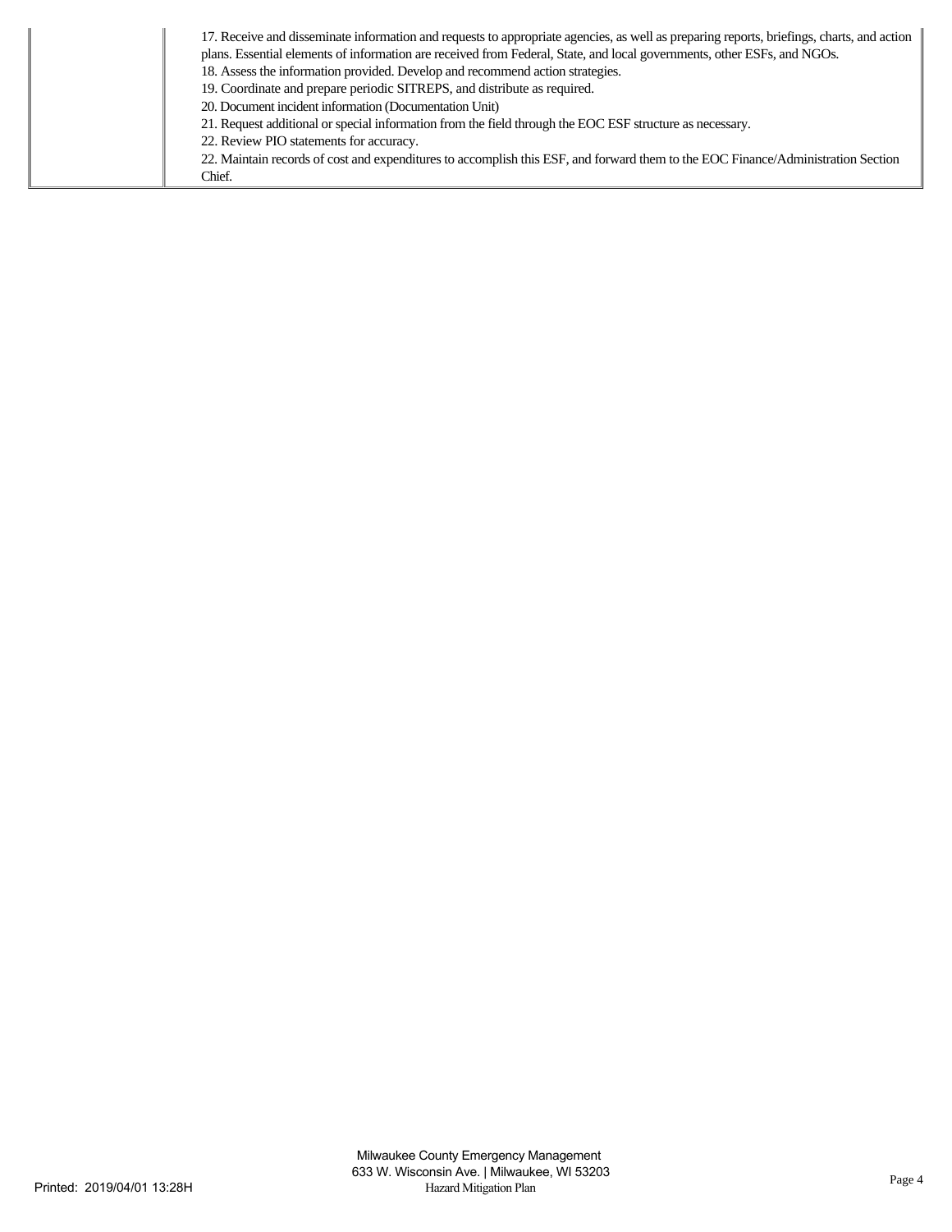| | |
|---|---|
| | 17. Receive and disseminate information and requests to appropriate agencies, as well as preparing reports, briefings, charts, and action plans. Essential elements of information are received from Federal, State, and local governments, other ESFs, and NGOs.<br>18. Assess the information provided. Develop and recommend action strategies.<br>19. Coordinate and prepare periodic SITREPS, and distribute as required.<br>20. Document incident information (Documentation Unit)<br>21. Request additional or special information from the field through the EOC ESF structure as necessary.<br>22. Review PIO statements for accuracy.<br>22. Maintain records of cost and expenditures to accomplish this ESF, and forward them to the EOC Finance/Administration Section Chief. |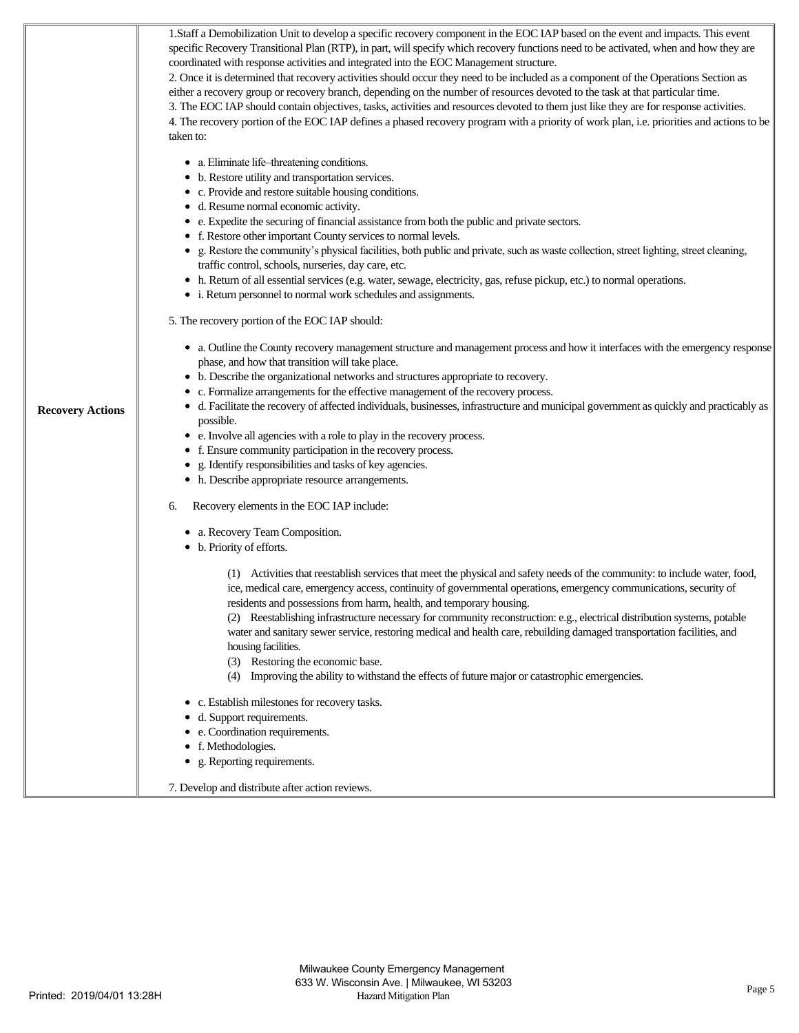| | |
|---|---|
| **Recovery Actions** | 1.Staff a Demobilization Unit to develop a specific recovery component in the EOC IAP based on the event and impacts. This event specific Recovery Transitional Plan (RTP), in part, will specify which recovery functions need to be activated, when and how they are coordinated with response activities and integrated into the EOC Management structure.<br>2. Once it is determined that recovery activities should occur they need to be included as a component of the Operations Section as either a recovery group or recovery branch, depending on the number of resources devoted to the task at that particular time.<br>3. The EOC IAP should contain objectives, tasks, activities and resources devoted to them just like they are for response activities.<br>4. The recovery portion of the EOC IAP defines a phased recovery program with a priority of work plan, i.e. priorities and actions to be taken to:<br><br>• a. Eliminate life–threatening conditions.<br>• b. Restore utility and transportation services.<br>• c. Provide and restore suitable housing conditions.<br>• d. Resume normal economic activity.<br>• e. Expedite the securing of financial assistance from both the public and private sectors.<br>• f. Restore other important County services to normal levels.<br>• g. Restore the community's physical facilities, both public and private, such as waste collection, street lighting, street cleaning, traffic control, schools, nurseries, day care, etc.<br>• h. Return of all essential services (e.g. water, sewage, electricity, gas, refuse pickup, etc.) to normal operations.<br>• i. Return personnel to normal work schedules and assignments.<br><br>5. The recovery portion of the EOC IAP should:<br><br>• a. Outline the County recovery management structure and management process and how it interfaces with the emergency response phase, and how that transition will take place.<br>• b. Describe the organizational networks and structures appropriate to recovery.<br>• c. Formalize arrangements for the effective management of the recovery process.<br>• d. Facilitate the recovery of affected individuals, businesses, infrastructure and municipal government as quickly and practicably as possible.<br>• e. Involve all agencies with a role to play in the recovery process.<br>• f. Ensure community participation in the recovery process.<br>• g. Identify responsibilities and tasks of key agencies.<br>• h. Describe appropriate resource arrangements.<br><br>6. Recovery elements in the EOC IAP include:<br><br>• a. Recovery Team Composition.<br>• b. Priority of efforts.<br><br>(1) Activities that reestablish services that meet the physical and safety needs of the community: to include water, food, ice, medical care, emergency access, continuity of governmental operations, emergency communications, security of residents and possessions from harm, health, and temporary housing.<br>(2) Reestablishing infrastructure necessary for community reconstruction: e.g., electrical distribution systems, potable water and sanitary sewer service, restoring medical and health care, rebuilding damaged transportation facilities, and housing facilities.<br>(3) Restoring the economic base.<br>(4) Improving the ability to withstand the effects of future major or catastrophic emergencies.<br><br>• c. Establish milestones for recovery tasks.<br>• d. Support requirements.<br>• e. Coordination requirements.<br>• f. Methodologies.<br>• g. Reporting requirements.<br><br>7. Develop and distribute after action reviews. |

Milwaukee County Emergency Management
633 W. Wisconsin Ave. | Milwaukee, WI 53203
Hazard Mitigation Plan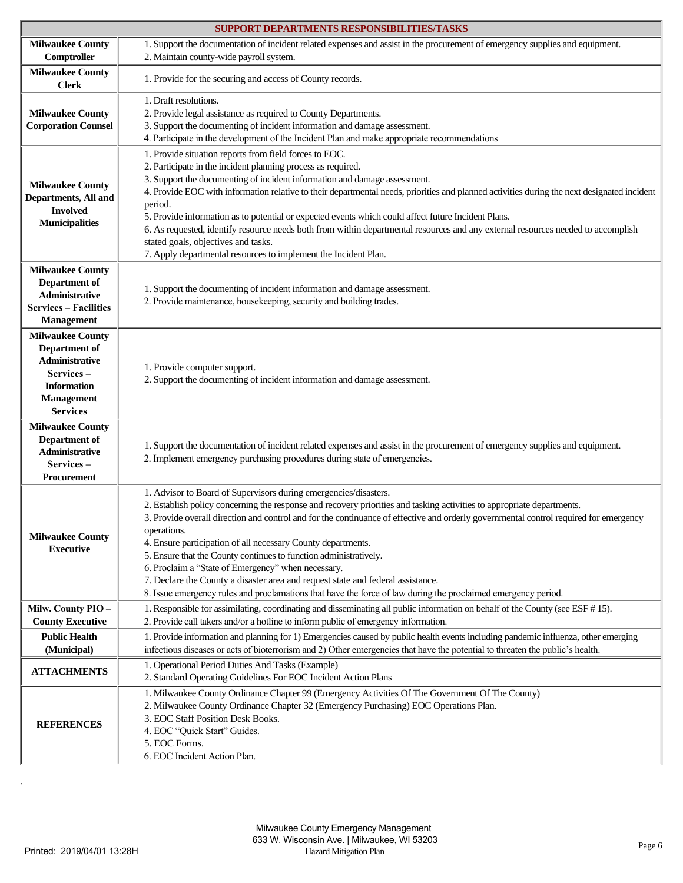| SUPPORT DEPARTMENTS RESPONSIBILITIES/TASKS | |
|---|---|
| **Milwaukee County Comptroller** | 1. Support the documentation of incident related expenses and assist in the procurement of emergency supplies and equipment.<br>2. Maintain county-wide payroll system. |
| **Milwaukee County Clerk** | 1. Provide for the securing and access of County records. |
| **Milwaukee County Corporation Counsel** | 1. Draft resolutions.<br>2. Provide legal assistance as required to County Departments.<br>3. Support the documenting of incident information and damage assessment.<br>4. Participate in the development of the Incident Plan and make appropriate recommendations |
| **Milwaukee County Departments, All and Involved Municipalities** | 1. Provide situation reports from field forces to EOC.<br>2. Participate in the incident planning process as required.<br>3. Support the documenting of incident information and damage assessment.<br>4. Provide EOC with information relative to their departmental needs, priorities and planned activities during the next designated incident period.<br>5. Provide information as to potential or expected events which could affect future Incident Plans.<br>6. As requested, identify resource needs both from within departmental resources and any external resources needed to accomplish stated goals, objectives and tasks.<br>7. Apply departmental resources to implement the Incident Plan. |
| **Milwaukee County Department of Administrative Services – Facilities Management** | 1. Support the documenting of incident information and damage assessment.<br>2. Provide maintenance, housekeeping, security and building trades. |
| **Milwaukee County Department of Administrative Services – Information Management Services** | 1. Provide computer support.<br>2. Support the documenting of incident information and damage assessment. |
| **Milwaukee County Department of Administrative Services – Procurement** | 1. Support the documentation of incident related expenses and assist in the procurement of emergency supplies and equipment.<br>2. Implement emergency purchasing procedures during state of emergencies. |
| **Milwaukee County Executive** | 1. Advisor to Board of Supervisors during emergencies/disasters.<br>2. Establish policy concerning the response and recovery priorities and tasking activities to appropriate departments.<br>3. Provide overall direction and control and for the continuance of effective and orderly governmental control required for emergency operations.<br>4. Ensure participation of all necessary County departments.<br>5. Ensure that the County continues to function administratively.<br>6. Proclaim a "State of Emergency" when necessary.<br>7. Declare the County a disaster area and request state and federal assistance.<br>8. Issue emergency rules and proclamations that have the force of law during the proclaimed emergency period. |
| **Milw. County PIO – County Executive** | 1. Responsible for assimilating, coordinating and disseminating all public information on behalf of the County (see ESF # 15).<br>2. Provide call takers and/or a hotline to inform public of emergency information. |
| **Public Health (Municipal)** | 1. Provide information and planning for 1) Emergencies caused by public health events including pandemic influenza, other emerging infectious diseases or acts of bioterrorism and 2) Other emergencies that have the potential to threaten the public's health. |
| **ATTACHMENTS** | 1. Operational Period Duties And Tasks (Example)<br>2. Standard Operating Guidelines For EOC Incident Action Plans |
| **REFERENCES** | 1. Milwaukee County Ordinance Chapter 99 (Emergency Activities Of The Government Of The County)<br>2. Milwaukee County Ordinance Chapter 32 (Emergency Purchasing) EOC Operations Plan.<br>3. EOC Staff Position Desk Books.<br>4. EOC "Quick Start" Guides.<br>5. EOC Forms.<br>6. EOC Incident Action Plan. |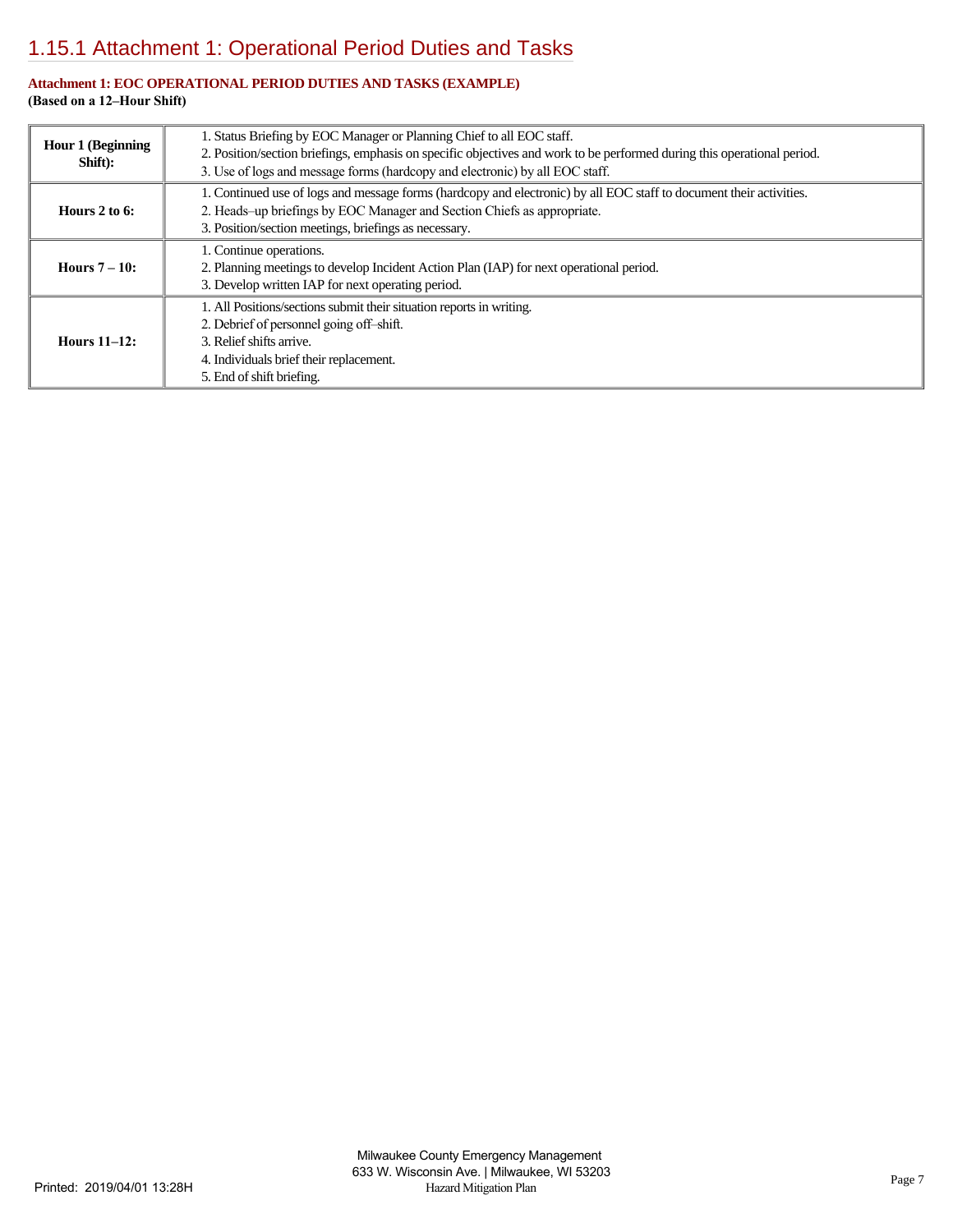# 1.15.1 Attachment 1: Operational Period Duties and Tasks

**Attachment 1: EOC OPERATIONAL PERIOD DUTIES AND TASKS (EXAMPLE)**
**(Based on a 12–Hour Shift)**

| | |
|---|---|
| **Hour 1 (Beginning Shift):** | 1. Status Briefing by EOC Manager or Planning Chief to all EOC staff.<br>2. Position/section briefings, emphasis on specific objectives and work to be performed during this operational period.<br>3. Use of logs and message forms (hardcopy and electronic) by all EOC staff. |
| **Hours 2 to 6:** | 1. Continued use of logs and message forms (hardcopy and electronic) by all EOC staff to document their activities.<br>2. Heads–up briefings by EOC Manager and Section Chiefs as appropriate.<br>3. Position/section meetings, briefings as necessary. |
| **Hours 7 – 10:** | 1. Continue operations.<br>2. Planning meetings to develop Incident Action Plan (IAP) for next operational period.<br>3. Develop written IAP for next operating period. |
| **Hours 11–12:** | 1. All Positions/sections submit their situation reports in writing.<br>2. Debrief of personnel going off–shift.<br>3. Relief shifts arrive.<br>4. Individuals brief their replacement.<br>5. End of shift briefing. |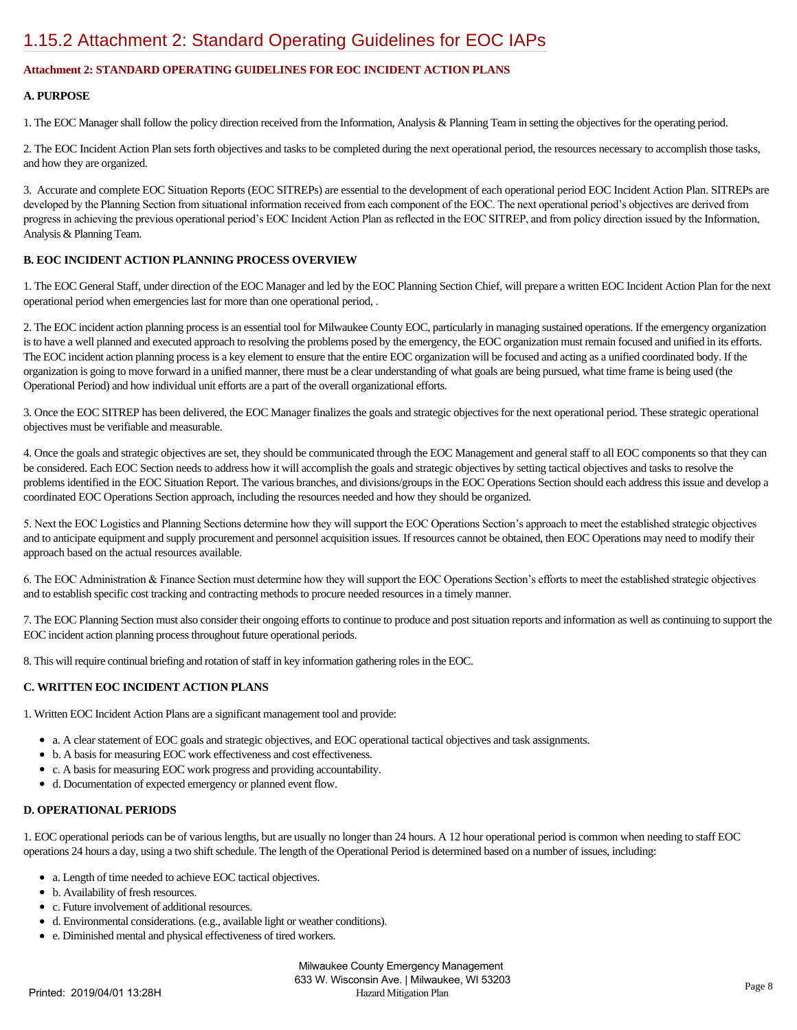# 1.15.2 Attachment 2: Standard Operating Guidelines for EOC IAPs

**Attachment 2: STANDARD OPERATING GUIDELINES FOR EOC INCIDENT ACTION PLANS**

**A. PURPOSE**

1. The EOC Manager shall follow the policy direction received from the Information, Analysis & Planning Team in setting the objectives for the operating period.

2. The EOC Incident Action Plan sets forth objectives and tasks to be completed during the next operational period, the resources necessary to accomplish those tasks, and how they are organized.

3. Accurate and complete EOC Situation Reports (EOC SITREPs) are essential to the development of each operational period EOC Incident Action Plan. SITREPs are developed by the Planning Section from situational information received from each component of the EOC. The next operational period's objectives are derived from progress in achieving the previous operational period's EOC Incident Action Plan as reflected in the EOC SITREP, and from policy direction issued by the Information, Analysis & Planning Team.

**B. EOC INCIDENT ACTION PLANNING PROCESS OVERVIEW**

1. The EOC General Staff, under direction of the EOC Manager and led by the EOC Planning Section Chief, will prepare a written EOC Incident Action Plan for the next operational period when emergencies last for more than one operational period, .

2. The EOC incident action planning process is an essential tool for Milwaukee County EOC, particularly in managing sustained operations. If the emergency organization is to have a well planned and executed approach to resolving the problems posed by the emergency, the EOC organization must remain focused and unified in its efforts. The EOC incident action planning process is a key element to ensure that the entire EOC organization will be focused and acting as a unified coordinated body. If the organization is going to move forward in a unified manner, there must be a clear understanding of what goals are being pursued, what time frame is being used (the Operational Period) and how individual unit efforts are a part of the overall organizational efforts.

3. Once the EOC SITREP has been delivered, the EOC Manager finalizes the goals and strategic objectives for the next operational period. These strategic operational objectives must be verifiable and measurable.

4. Once the goals and strategic objectives are set, they should be communicated through the EOC Management and general staff to all EOC components so that they can be considered. Each EOC Section needs to address how it will accomplish the goals and strategic objectives by setting tactical objectives and tasks to resolve the problems identified in the EOC Situation Report. The various branches, and divisions/groups in the EOC Operations Section should each address this issue and develop a coordinated EOC Operations Section approach, including the resources needed and how they should be organized.

5. Next the EOC Logistics and Planning Sections determine how they will support the EOC Operations Section's approach to meet the established strategic objectives and to anticipate equipment and supply procurement and personnel acquisition issues. If resources cannot be obtained, then EOC Operations may need to modify their approach based on the actual resources available.

6. The EOC Administration & Finance Section must determine how they will support the EOC Operations Section's efforts to meet the established strategic objectives and to establish specific cost tracking and contracting methods to procure needed resources in a timely manner.

7. The EOC Planning Section must also consider their ongoing efforts to continue to produce and post situation reports and information as well as continuing to support the EOC incident action planning process throughout future operational periods.

8. This will require continual briefing and rotation of staff in key information gathering roles in the EOC.

**C. WRITTEN EOC INCIDENT ACTION PLANS**

1. Written EOC Incident Action Plans are a significant management tool and provide:

- a. A clear statement of EOC goals and strategic objectives, and EOC operational tactical objectives and task assignments.
- b. A basis for measuring EOC work effectiveness and cost effectiveness.
- c. A basis for measuring EOC work progress and providing accountability.
- d. Documentation of expected emergency or planned event flow.

**D. OPERATIONAL PERIODS**

1. EOC operational periods can be of various lengths, but are usually no longer than 24 hours. A 12 hour operational period is common when needing to staff EOC operations 24 hours a day, using a two shift schedule. The length of the Operational Period is determined based on a number of issues, including:

- a. Length of time needed to achieve EOC tactical objectives.
- b. Availability of fresh resources.
- c. Future involvement of additional resources.
- d. Environmental considerations. (e.g., available light or weather conditions).
- e. Diminished mental and physical effectiveness of tired workers.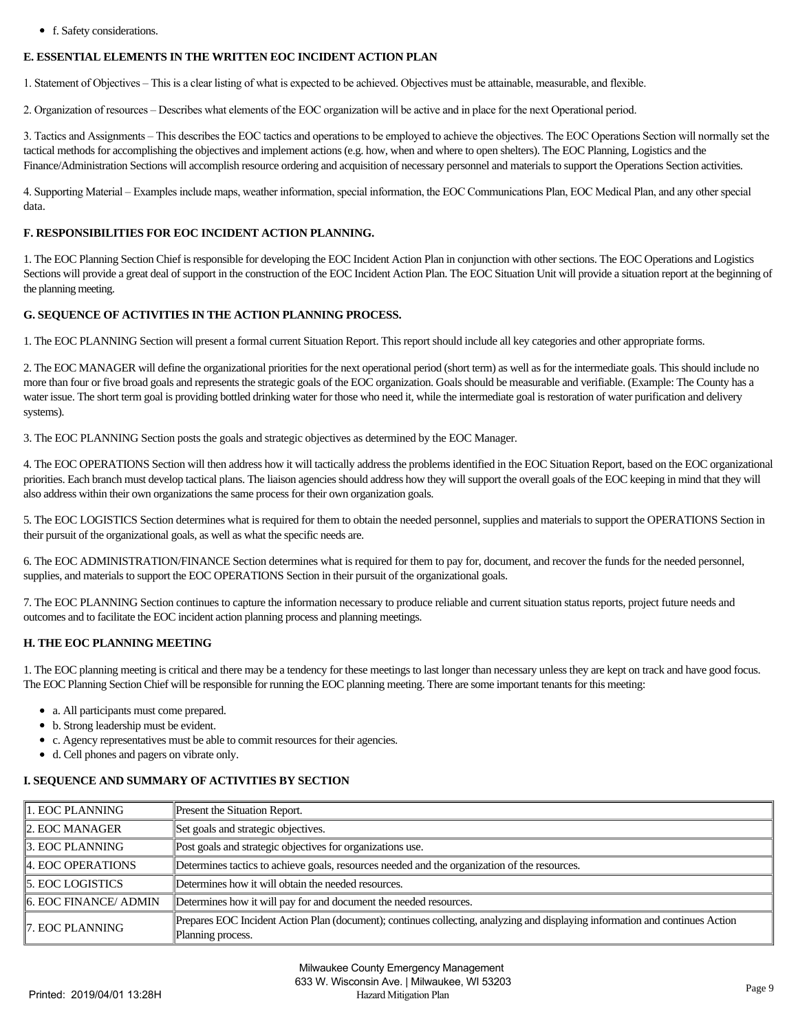- f. Safety considerations.

**E. ESSENTIAL ELEMENTS IN THE WRITTEN EOC INCIDENT ACTION PLAN**

1. Statement of Objectives – This is a clear listing of what is expected to be achieved. Objectives must be attainable, measurable, and flexible.

2. Organization of resources – Describes what elements of the EOC organization will be active and in place for the next Operational period.

3. Tactics and Assignments – This describes the EOC tactics and operations to be employed to achieve the objectives. The EOC Operations Section will normally set the tactical methods for accomplishing the objectives and implement actions (e.g. how, when and where to open shelters). The EOC Planning, Logistics and the Finance/Administration Sections will accomplish resource ordering and acquisition of necessary personnel and materials to support the Operations Section activities.

4. Supporting Material – Examples include maps, weather information, special information, the EOC Communications Plan, EOC Medical Plan, and any other special data.

**F. RESPONSIBILITIES FOR EOC INCIDENT ACTION PLANNING.**

1. The EOC Planning Section Chief is responsible for developing the EOC Incident Action Plan in conjunction with other sections. The EOC Operations and Logistics Sections will provide a great deal of support in the construction of the EOC Incident Action Plan. The EOC Situation Unit will provide a situation report at the beginning of the planning meeting.

**G. SEQUENCE OF ACTIVITIES IN THE ACTION PLANNING PROCESS.**

1. The EOC PLANNING Section will present a formal current Situation Report. This report should include all key categories and other appropriate forms.

2. The EOC MANAGER will define the organizational priorities for the next operational period (short term) as well as for the intermediate goals. This should include no more than four or five broad goals and represents the strategic goals of the EOC organization. Goals should be measurable and verifiable. (Example: The County has a water issue. The short term goal is providing bottled drinking water for those who need it, while the intermediate goal is restoration of water purification and delivery systems).

3. The EOC PLANNING Section posts the goals and strategic objectives as determined by the EOC Manager.

4. The EOC OPERATIONS Section will then address how it will tactically address the problems identified in the EOC Situation Report, based on the EOC organizational priorities. Each branch must develop tactical plans. The liaison agencies should address how they will support the overall goals of the EOC keeping in mind that they will also address within their own organizations the same process for their own organization goals.

5. The EOC LOGISTICS Section determines what is required for them to obtain the needed personnel, supplies and materials to support the OPERATIONS Section in their pursuit of the organizational goals, as well as what the specific needs are.

6. The EOC ADMINISTRATION/FINANCE Section determines what is required for them to pay for, document, and recover the funds for the needed personnel, supplies, and materials to support the EOC OPERATIONS Section in their pursuit of the organizational goals.

7. The EOC PLANNING Section continues to capture the information necessary to produce reliable and current situation status reports, project future needs and outcomes and to facilitate the EOC incident action planning process and planning meetings.

**H. THE EOC PLANNING MEETING**

1. The EOC planning meeting is critical and there may be a tendency for these meetings to last longer than necessary unless they are kept on track and have good focus. The EOC Planning Section Chief will be responsible for running the EOC planning meeting. There are some important tenants for this meeting:

- a. All participants must come prepared.
- b. Strong leadership must be evident.
- c. Agency representatives must be able to commit resources for their agencies.
- d. Cell phones and pagers on vibrate only.

**I. SEQUENCE AND SUMMARY OF ACTIVITIES BY SECTION**

| | |
|---|---|
| 1. EOC PLANNING | Present the Situation Report. |
| 2. EOC MANAGER | Set goals and strategic objectives. |
| 3. EOC PLANNING | Post goals and strategic objectives for organizations use. |
| 4. EOC OPERATIONS | Determines tactics to achieve goals, resources needed and the organization of the resources. |
| 5. EOC LOGISTICS | Determines how it will obtain the needed resources. |
| 6. EOC FINANCE/ ADMIN | Determines how it will pay for and document the needed resources. |
| 7. EOC PLANNING | Prepares EOC Incident Action Plan (document); continues collecting, analyzing and displaying information and continues Action Planning process. |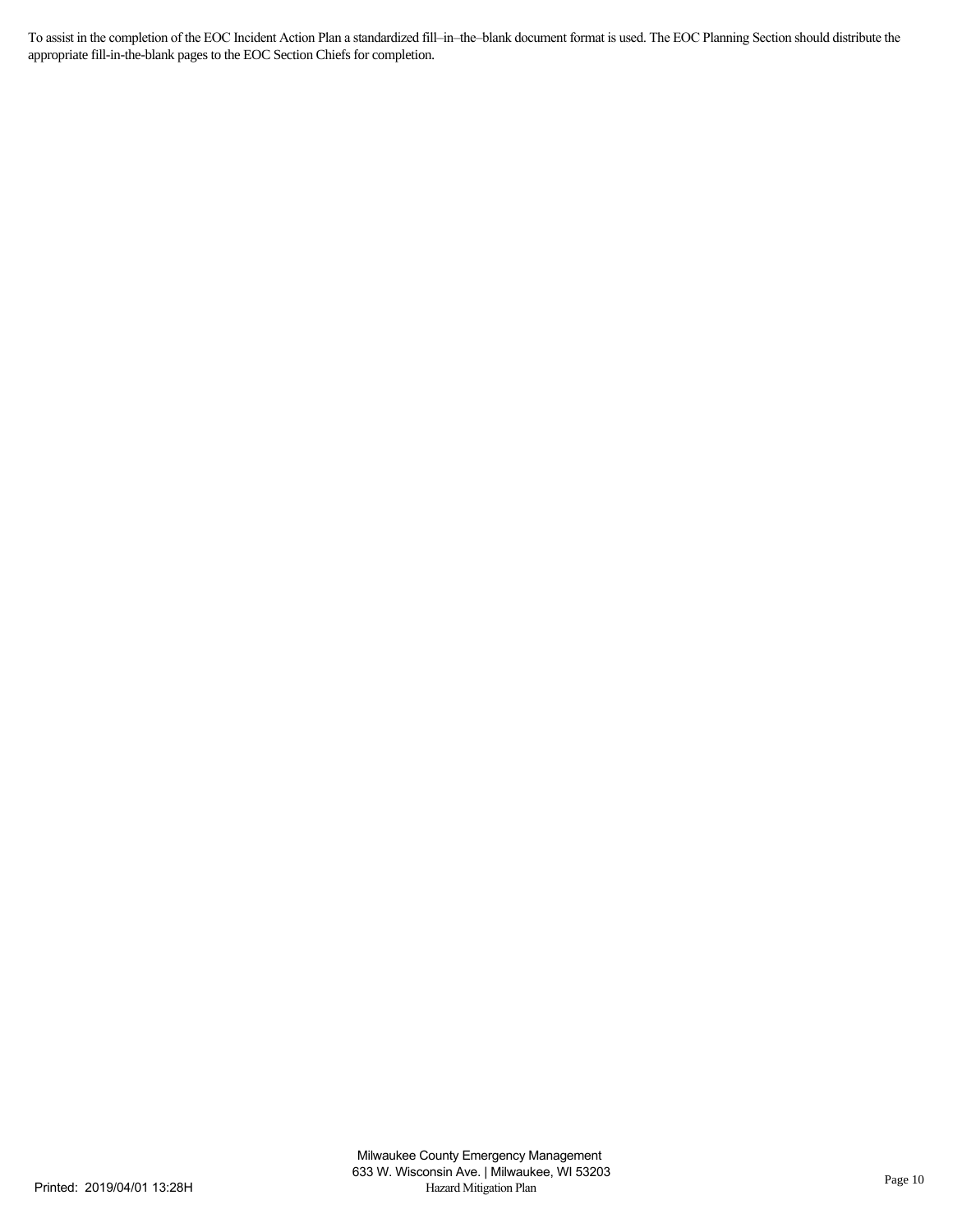To assist in the completion of the EOC Incident Action Plan a standardized fill–in–the–blank document format is used. The EOC Planning Section should distribute the appropriate fill-in-the-blank pages to the EOC Section Chiefs for completion.